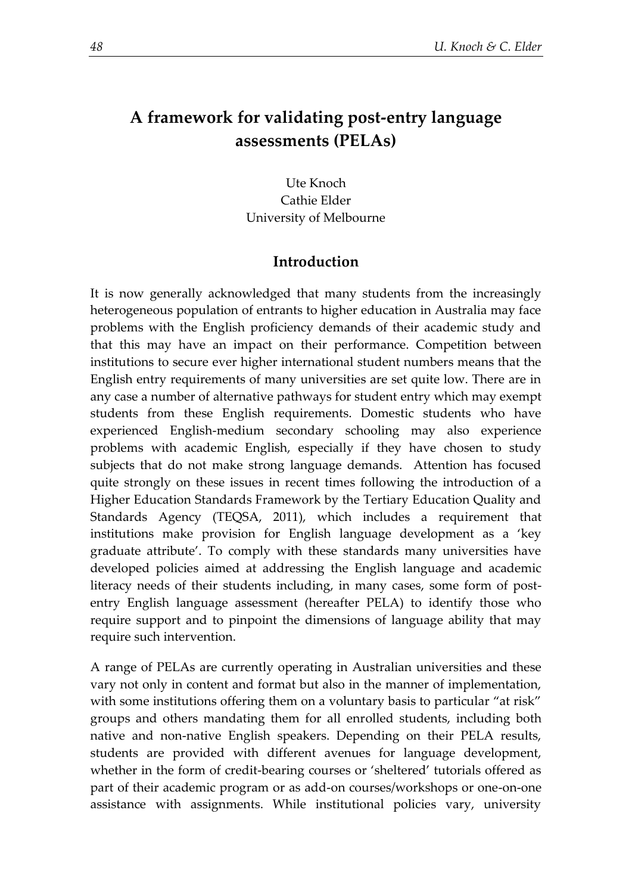# A framework for validating post-entry language assessments (PELAs)

Ute Knoch
Cathie Elder
University of Melbourne

## Introduction

It is now generally acknowledged that many students from the increasingly heterogeneous population of entrants to higher education in Australia may face problems with the English proficiency demands of their academic study and that this may have an impact on their performance. Competition between institutions to secure ever higher international student numbers means that the English entry requirements of many universities are set quite low. There are in any case a number of alternative pathways for student entry which may exempt students from these English requirements. Domestic students who have experienced English-medium secondary schooling may also experience problems with academic English, especially if they have chosen to study subjects that do not make strong language demands. Attention has focused quite strongly on these issues in recent times following the introduction of a Higher Education Standards Framework by the Tertiary Education Quality and Standards Agency (TEQSA, 2011), which includes a requirement that institutions make provision for English language development as a 'key graduate attribute'. To comply with these standards many universities have developed policies aimed at addressing the English language and academic literacy needs of their students including, in many cases, some form of post-entry English language assessment (hereafter PELA) to identify those who require support and to pinpoint the dimensions of language ability that may require such intervention.

A range of PELAs are currently operating in Australian universities and these vary not only in content and format but also in the manner of implementation, with some institutions offering them on a voluntary basis to particular "at risk" groups and others mandating them for all enrolled students, including both native and non-native English speakers. Depending on their PELA results, students are provided with different avenues for language development, whether in the form of credit-bearing courses or 'sheltered' tutorials offered as part of their academic program or as add-on courses/workshops or one-on-one assistance with assignments. While institutional policies vary, university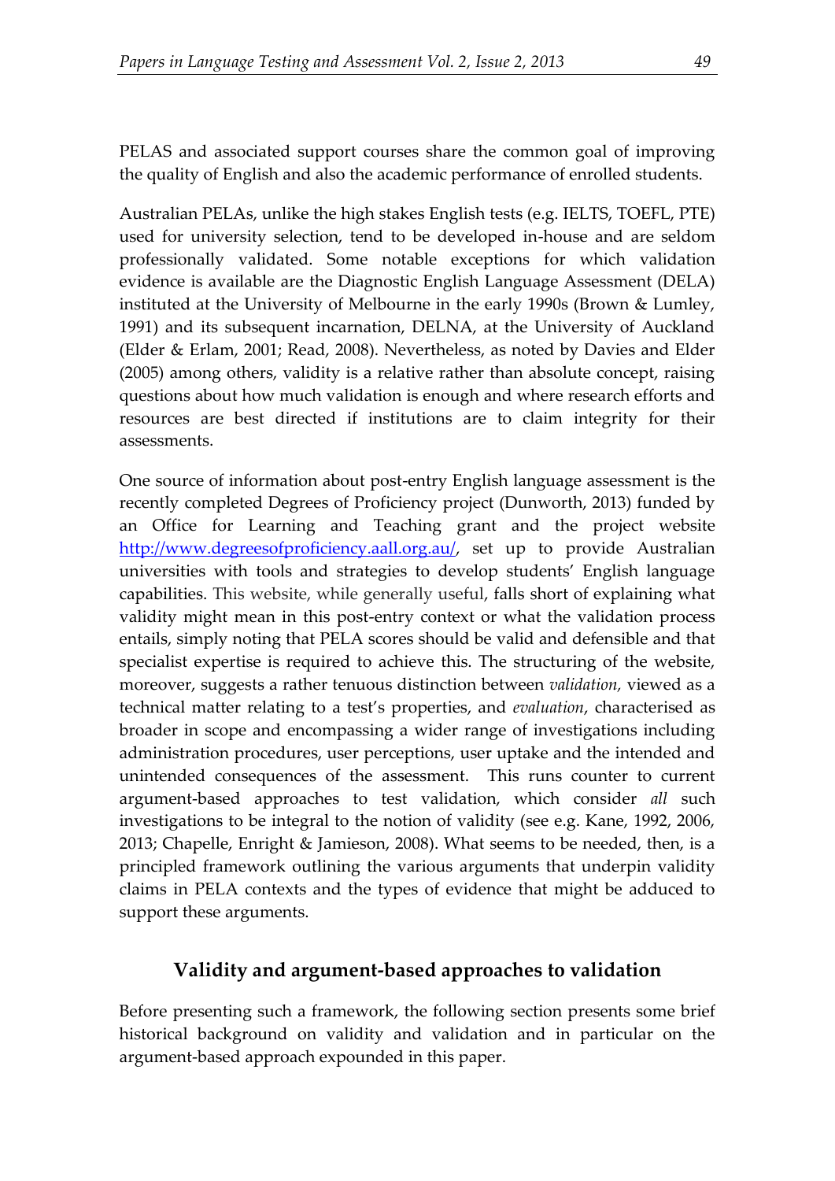PELAS and associated support courses share the common goal of improving the quality of English and also the academic performance of enrolled students.

Australian PELAs, unlike the high stakes English tests (e.g. IELTS, TOEFL, PTE) used for university selection, tend to be developed in-house and are seldom professionally validated. Some notable exceptions for which validation evidence is available are the Diagnostic English Language Assessment (DELA) instituted at the University of Melbourne in the early 1990s (Brown & Lumley, 1991) and its subsequent incarnation, DELNA, at the University of Auckland (Elder & Erlam, 2001; Read, 2008). Nevertheless, as noted by Davies and Elder (2005) among others, validity is a relative rather than absolute concept, raising questions about how much validation is enough and where research efforts and resources are best directed if institutions are to claim integrity for their assessments.

One source of information about post-entry English language assessment is the recently completed Degrees of Proficiency project (Dunworth, 2013) funded by an Office for Learning and Teaching grant and the project website [http://www.degreesofproficiency.aall.org.au/](http://www.degreesofproficiency.aall.org.au/), set up to provide Australian universities with tools and strategies to develop students' English language capabilities. This website, while generally useful, falls short of explaining what validity might mean in this post-entry context or what the validation process entails, simply noting that PELA scores should be valid and defensible and that specialist expertise is required to achieve this. The structuring of the website, moreover, suggests a rather tenuous distinction between *validation,* viewed as a technical matter relating to a test's properties, and *evaluation*, characterised as broader in scope and encompassing a wider range of investigations including administration procedures, user perceptions, user uptake and the intended and unintended consequences of the assessment. This runs counter to current argument-based approaches to test validation, which consider *all* such investigations to be integral to the notion of validity (see e.g. Kane, 1992, 2006, 2013; Chapelle, Enright & Jamieson, 2008). What seems to be needed, then, is a principled framework outlining the various arguments that underpin validity claims in PELA contexts and the types of evidence that might be adduced to support these arguments.

## Validity and argument-based approaches to validation

Before presenting such a framework, the following section presents some brief historical background on validity and validation and in particular on the argument-based approach expounded in this paper.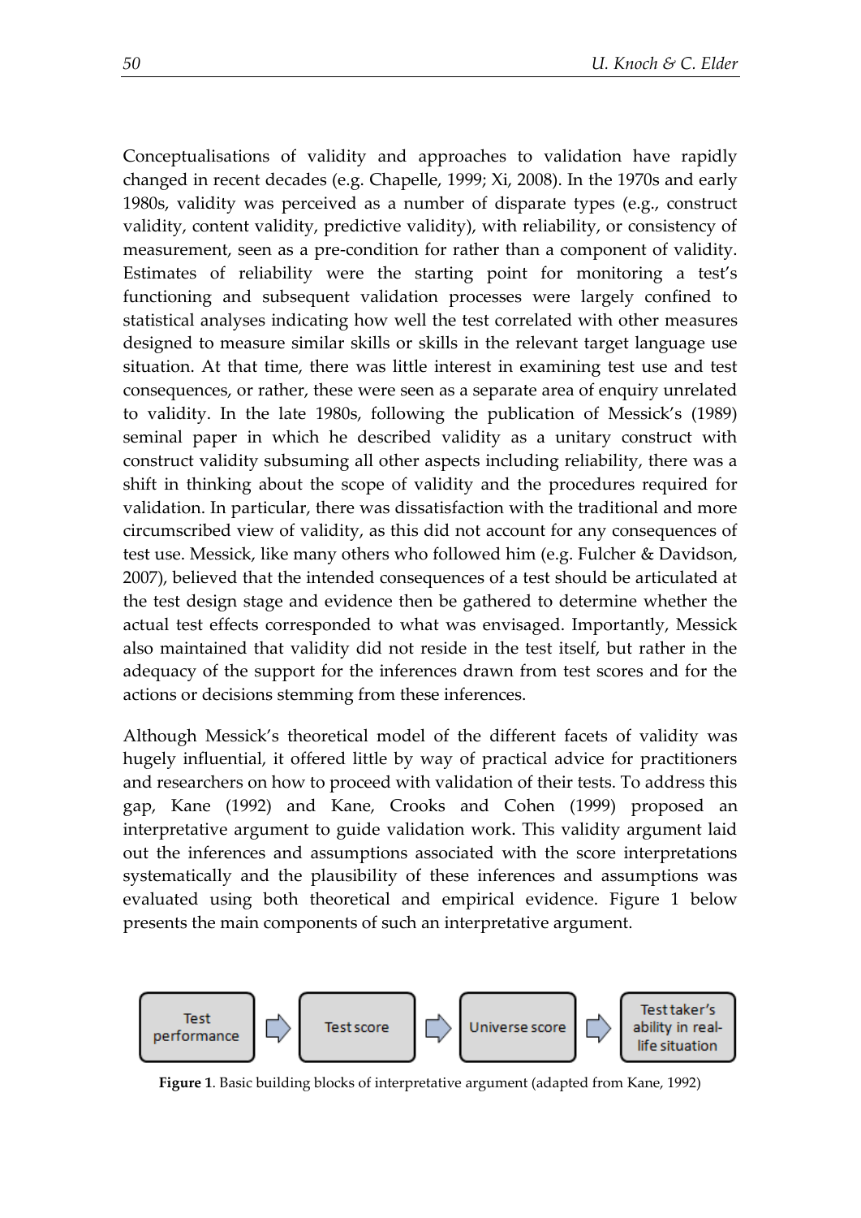Conceptualisations of validity and approaches to validation have rapidly changed in recent decades (e.g. Chapelle, 1999; Xi, 2008). In the 1970s and early 1980s, validity was perceived as a number of disparate types (e.g., construct validity, content validity, predictive validity), with reliability, or consistency of measurement, seen as a pre-condition for rather than a component of validity. Estimates of reliability were the starting point for monitoring a test's functioning and subsequent validation processes were largely confined to statistical analyses indicating how well the test correlated with other measures designed to measure similar skills or skills in the relevant target language use situation. At that time, there was little interest in examining test use and test consequences, or rather, these were seen as a separate area of enquiry unrelated to validity. In the late 1980s, following the publication of Messick's (1989) seminal paper in which he described validity as a unitary construct with construct validity subsuming all other aspects including reliability, there was a shift in thinking about the scope of validity and the procedures required for validation. In particular, there was dissatisfaction with the traditional and more circumscribed view of validity, as this did not account for any consequences of test use. Messick, like many others who followed him (e.g. Fulcher & Davidson, 2007), believed that the intended consequences of a test should be articulated at the test design stage and evidence then be gathered to determine whether the actual test effects corresponded to what was envisaged. Importantly, Messick also maintained that validity did not reside in the test itself, but rather in the adequacy of the support for the inferences drawn from test scores and for the actions or decisions stemming from these inferences.

Although Messick's theoretical model of the different facets of validity was hugely influential, it offered little by way of practical advice for practitioners and researchers on how to proceed with validation of their tests. To address this gap, Kane (1992) and Kane, Crooks and Cohen (1999) proposed an interpretative argument to guide validation work. This validity argument laid out the inferences and assumptions associated with the score interpretations systematically and the plausibility of these inferences and assumptions was evaluated using both theoretical and empirical evidence. Figure 1 below presents the main components of such an interpretative argument.

Test performance → Test score → Universe score → Test taker's ability in real-life situation

**Figure 1**. Basic building blocks of interpretative argument (adapted from Kane, 1992)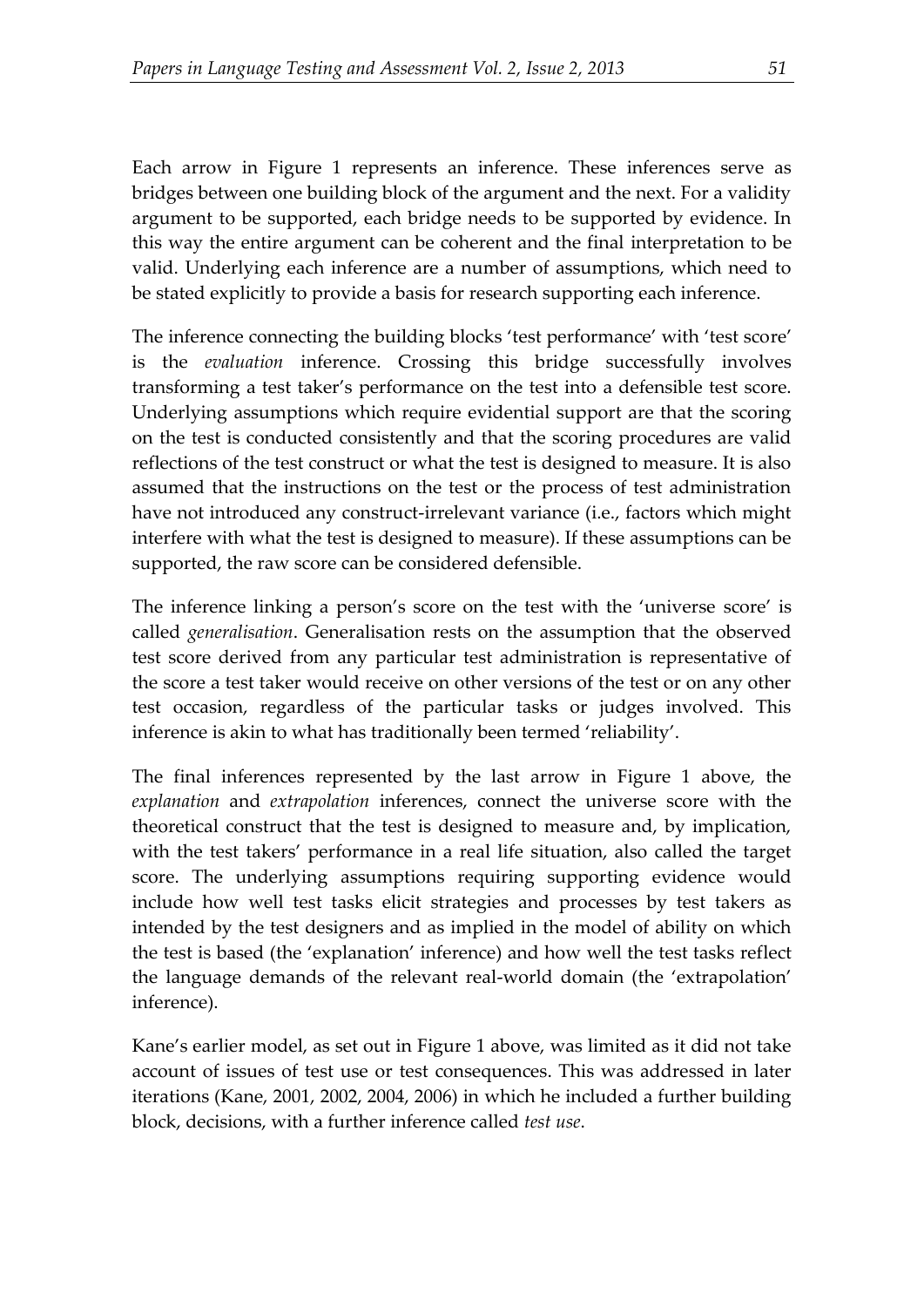Each arrow in Figure 1 represents an inference. These inferences serve as bridges between one building block of the argument and the next. For a validity argument to be supported, each bridge needs to be supported by evidence. In this way the entire argument can be coherent and the final interpretation to be valid. Underlying each inference are a number of assumptions, which need to be stated explicitly to provide a basis for research supporting each inference.

The inference connecting the building blocks 'test performance' with 'test score' is the *evaluation* inference. Crossing this bridge successfully involves transforming a test taker's performance on the test into a defensible test score. Underlying assumptions which require evidential support are that the scoring on the test is conducted consistently and that the scoring procedures are valid reflections of the test construct or what the test is designed to measure. It is also assumed that the instructions on the test or the process of test administration have not introduced any construct-irrelevant variance (i.e., factors which might interfere with what the test is designed to measure). If these assumptions can be supported, the raw score can be considered defensible.

The inference linking a person's score on the test with the 'universe score' is called *generalisation*. Generalisation rests on the assumption that the observed test score derived from any particular test administration is representative of the score a test taker would receive on other versions of the test or on any other test occasion, regardless of the particular tasks or judges involved. This inference is akin to what has traditionally been termed 'reliability'.

The final inferences represented by the last arrow in Figure 1 above, the *explanation* and *extrapolation* inferences, connect the universe score with the theoretical construct that the test is designed to measure and, by implication, with the test takers' performance in a real life situation, also called the target score. The underlying assumptions requiring supporting evidence would include how well test tasks elicit strategies and processes by test takers as intended by the test designers and as implied in the model of ability on which the test is based (the 'explanation' inference) and how well the test tasks reflect the language demands of the relevant real-world domain (the 'extrapolation' inference).

Kane's earlier model, as set out in Figure 1 above, was limited as it did not take account of issues of test use or test consequences. This was addressed in later iterations (Kane, 2001, 2002, 2004, 2006) in which he included a further building block, decisions, with a further inference called *test use*.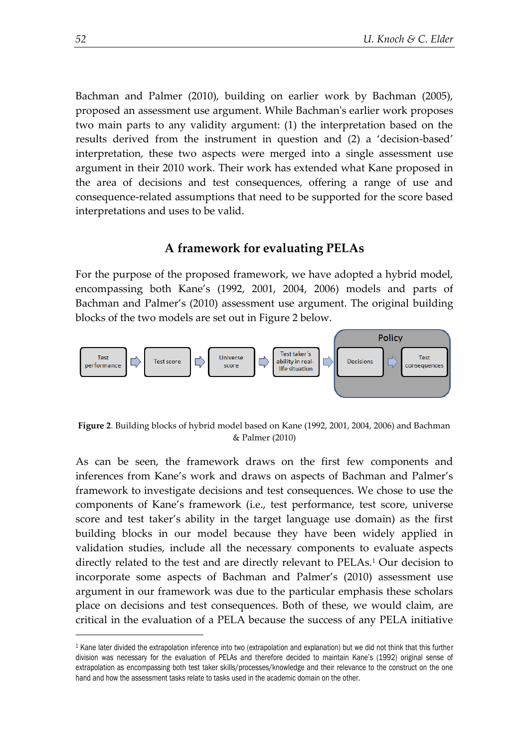Bachman and Palmer (2010), building on earlier work by Bachman (2005), proposed an assessment use argument. While Bachman's earlier work proposes two main parts to any validity argument: (1) the interpretation based on the results derived from the instrument in question and (2) a 'decision-based' interpretation, these two aspects were merged into a single assessment use argument in their 2010 work. Their work has extended what Kane proposed in the area of decisions and test consequences, offering a range of use and consequence-related assumptions that need to be supported for the score based interpretations and uses to be valid.

## A framework for evaluating PELAs

For the purpose of the proposed framework, we have adopted a hybrid model, encompassing both Kane's (1992, 2001, 2004, 2006) models and parts of Bachman and Palmer's (2010) assessment use argument. The original building blocks of the two models are set out in Figure 2 below.

Test performance → Test score → Universe score → Test taker's ability in real-life situation → [Policy: Decisions → Test consequences]

**Figure 2**. Building blocks of hybrid model based on Kane (1992, 2001, 2004, 2006) and Bachman & Palmer (2010)

As can be seen, the framework draws on the first few components and inferences from Kane's work and draws on aspects of Bachman and Palmer's framework to investigate decisions and test consequences. We chose to use the components of Kane's framework (i.e., test performance, test score, universe score and test taker's ability in the target language use domain) as the first building blocks in our model because they have been widely applied in validation studies, include all the necessary components to evaluate aspects directly related to the test and are directly relevant to PELAs.[1] Our decision to incorporate some aspects of Bachman and Palmer's (2010) assessment use argument in our framework was due to the particular emphasis these scholars place on decisions and test consequences. Both of these, we would claim, are critical in the evaluation of a PELA because the success of any PELA initiative

[1] Kane later divided the extrapolation inference into two (extrapolation and explanation) but we did not think that this further division was necessary for the evaluation of PELAs and therefore decided to maintain Kane's (1992) original sense of extrapolation as encompassing both test taker skills/processes/knowledge and their relevance to the construct on the one hand and how the assessment tasks relate to tasks used in the academic domain on the other.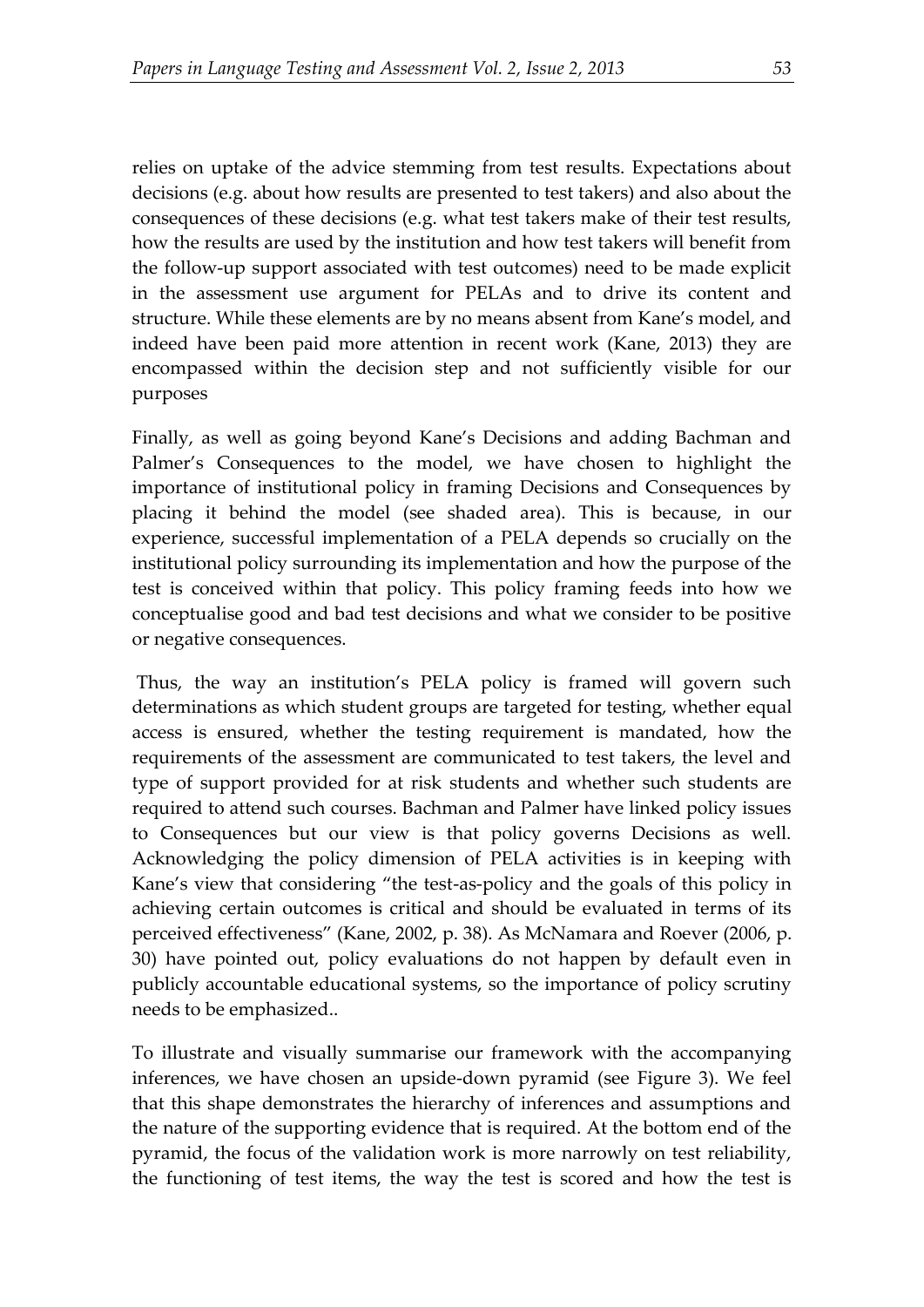relies on uptake of the advice stemming from test results. Expectations about decisions (e.g. about how results are presented to test takers) and also about the consequences of these decisions (e.g. what test takers make of their test results, how the results are used by the institution and how test takers will benefit from the follow-up support associated with test outcomes) need to be made explicit in the assessment use argument for PELAs and to drive its content and structure. While these elements are by no means absent from Kane's model, and indeed have been paid more attention in recent work (Kane, 2013) they are encompassed within the decision step and not sufficiently visible for our purposes

Finally, as well as going beyond Kane's Decisions and adding Bachman and Palmer's Consequences to the model, we have chosen to highlight the importance of institutional policy in framing Decisions and Consequences by placing it behind the model (see shaded area). This is because, in our experience, successful implementation of a PELA depends so crucially on the institutional policy surrounding its implementation and how the purpose of the test is conceived within that policy. This policy framing feeds into how we conceptualise good and bad test decisions and what we consider to be positive or negative consequences.

Thus, the way an institution's PELA policy is framed will govern such determinations as which student groups are targeted for testing, whether equal access is ensured, whether the testing requirement is mandated, how the requirements of the assessment are communicated to test takers, the level and type of support provided for at risk students and whether such students are required to attend such courses. Bachman and Palmer have linked policy issues to Consequences but our view is that policy governs Decisions as well. Acknowledging the policy dimension of PELA activities is in keeping with Kane's view that considering "the test-as-policy and the goals of this policy in achieving certain outcomes is critical and should be evaluated in terms of its perceived effectiveness" (Kane, 2002, p. 38). As McNamara and Roever (2006, p. 30) have pointed out, policy evaluations do not happen by default even in publicly accountable educational systems, so the importance of policy scrutiny needs to be emphasized..

To illustrate and visually summarise our framework with the accompanying inferences, we have chosen an upside-down pyramid (see Figure 3). We feel that this shape demonstrates the hierarchy of inferences and assumptions and the nature of the supporting evidence that is required. At the bottom end of the pyramid, the focus of the validation work is more narrowly on test reliability, the functioning of test items, the way the test is scored and how the test is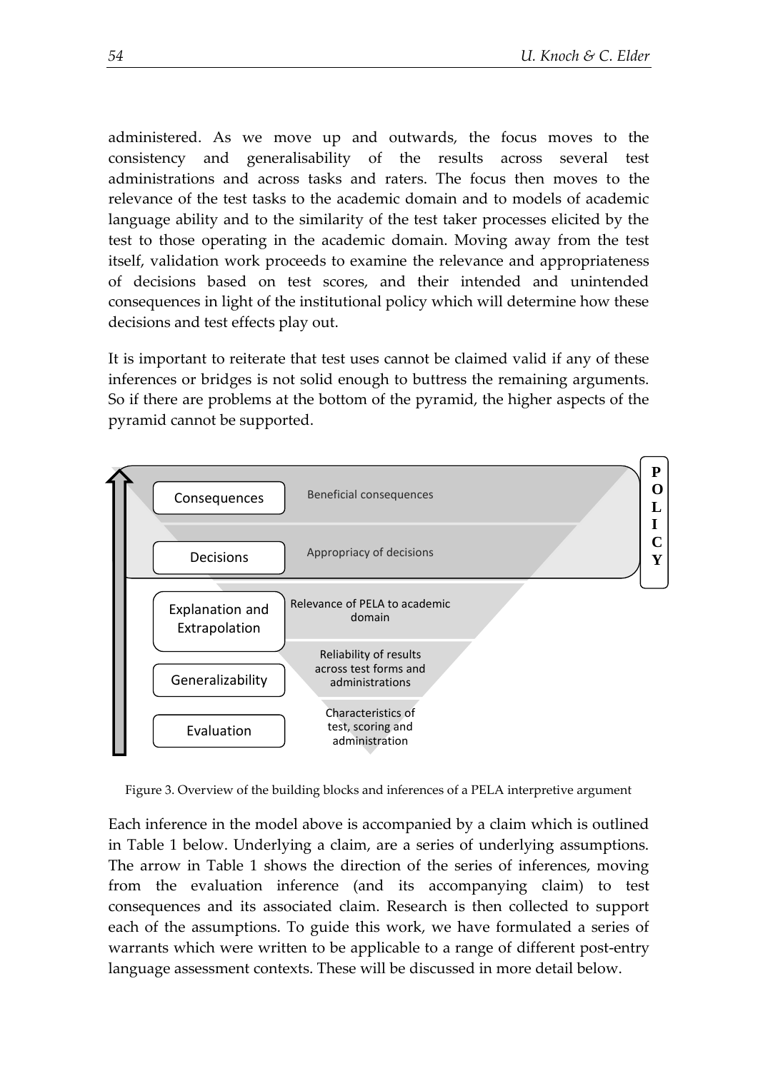administered. As we move up and outwards, the focus moves to the consistency and generalisability of the results across several test administrations and across tasks and raters. The focus then moves to the relevance of the test tasks to the academic domain and to models of academic language ability and to the similarity of the test taker processes elicited by the test to those operating in the academic domain. Moving away from the test itself, validation work proceeds to examine the relevance and appropriateness of decisions based on test scores, and their intended and unintended consequences in light of the institutional policy which will determine how these decisions and test effects play out.

It is important to reiterate that test uses cannot be claimed valid if any of these inferences or bridges is not solid enough to buttress the remaining arguments. So if there are problems at the bottom of the pyramid, the higher aspects of the pyramid cannot be supported.

| Inference | Focus |
|---|---|
| Consequences | Beneficial consequences |
| Decisions | Appropriacy of decisions |
| Explanation and Extrapolation | Relevance of PELA to academic domain |
| Generalizability | Reliability of results across test forms and administrations |
| Evaluation | Characteristics of test, scoring and administration |

POLICY

Figure 3. Overview of the building blocks and inferences of a PELA interpretive argument

Each inference in the model above is accompanied by a claim which is outlined in Table 1 below. Underlying a claim, are a series of underlying assumptions. The arrow in Table 1 shows the direction of the series of inferences, moving from the evaluation inference (and its accompanying claim) to test consequences and its associated claim. Research is then collected to support each of the assumptions. To guide this work, we have formulated a series of warrants which were written to be applicable to a range of different post-entry language assessment contexts. These will be discussed in more detail below.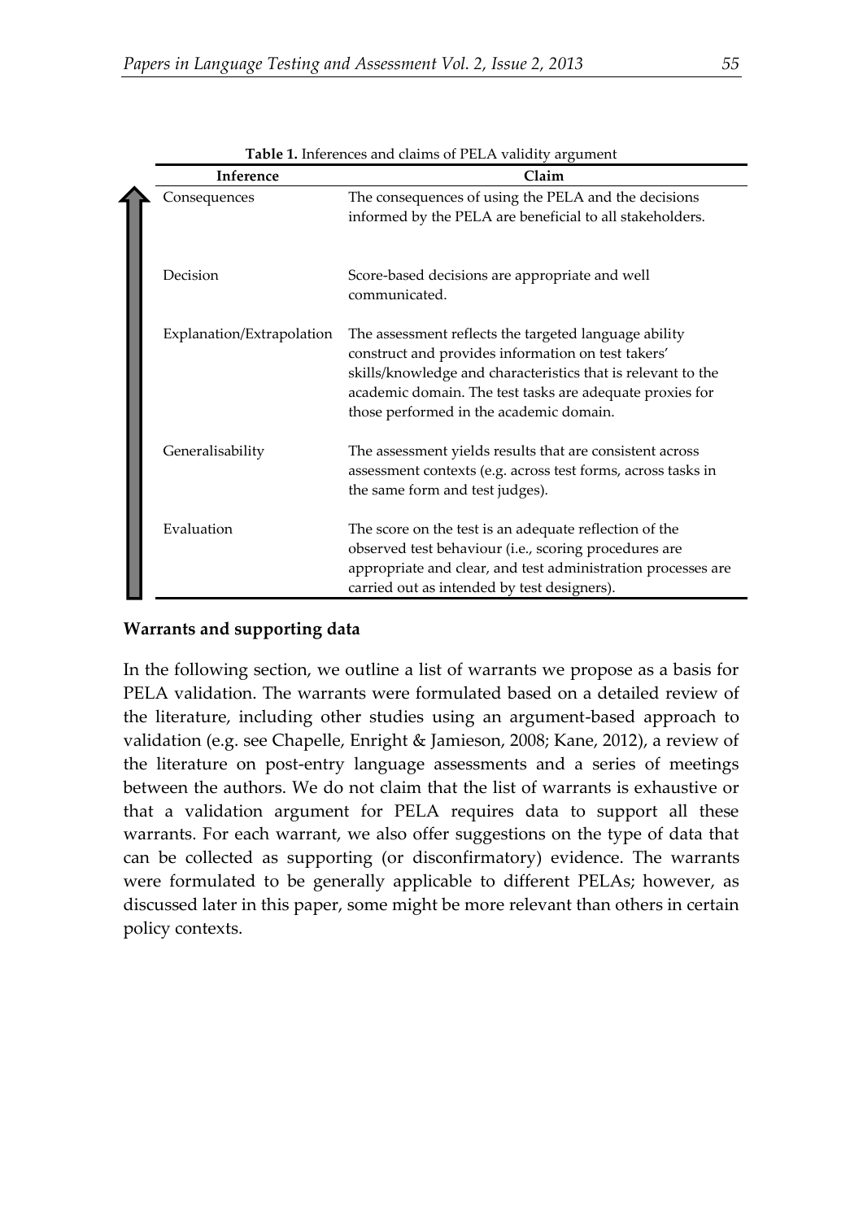**Table 1.** Inferences and claims of PELA validity argument

| Inference | Claim |
| --- | --- |
| Consequences | The consequences of using the PELA and the decisions informed by the PELA are beneficial to all stakeholders. |
| Decision | Score-based decisions are appropriate and well communicated. |
| Explanation/Extrapolation | The assessment reflects the targeted language ability construct and provides information on test takers' skills/knowledge and characteristics that is relevant to the academic domain. The test tasks are adequate proxies for those performed in the academic domain. |
| Generalisability | The assessment yields results that are consistent across assessment contexts (e.g. across test forms, across tasks in the same form and test judges). |
| Evaluation | The score on the test is an adequate reflection of the observed test behaviour (i.e., scoring procedures are appropriate and clear, and test administration processes are carried out as intended by test designers). |

**Warrants and supporting data**

In the following section, we outline a list of warrants we propose as a basis for PELA validation. The warrants were formulated based on a detailed review of the literature, including other studies using an argument-based approach to validation (e.g. see Chapelle, Enright & Jamieson, 2008; Kane, 2012), a review of the literature on post-entry language assessments and a series of meetings between the authors. We do not claim that the list of warrants is exhaustive or that a validation argument for PELA requires data to support all these warrants. For each warrant, we also offer suggestions on the type of data that can be collected as supporting (or disconfirmatory) evidence. The warrants were formulated to be generally applicable to different PELAs; however, as discussed later in this paper, some might be more relevant than others in certain policy contexts.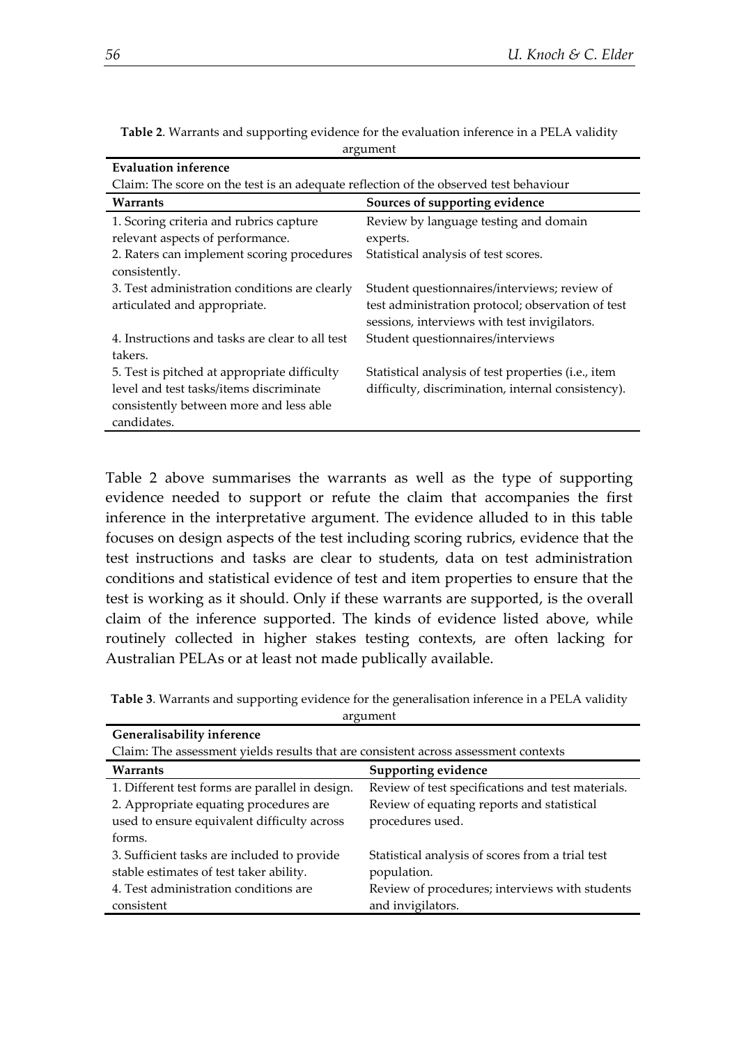**Table 2**. Warrants and supporting evidence for the evaluation inference in a PELA validity argument

| **Evaluation inference** | |
|---|---|
| Claim: The score on the test is an adequate reflection of the observed test behaviour | |
| **Warrants** | **Sources of supporting evidence** |
| 1. Scoring criteria and rubrics capture relevant aspects of performance. | Review by language testing and domain experts. |
| 2. Raters can implement scoring procedures consistently. | Statistical analysis of test scores. |
| 3. Test administration conditions are clearly articulated and appropriate. | Student questionnaires/interviews; review of test administration protocol; observation of test sessions, interviews with test invigilators. |
| 4. Instructions and tasks are clear to all test takers. | Student questionnaires/interviews |
| 5. Test is pitched at appropriate difficulty level and test tasks/items discriminate consistently between more and less able candidates. | Statistical analysis of test properties (i.e., item difficulty, discrimination, internal consistency). |

Table 2 above summarises the warrants as well as the type of supporting evidence needed to support or refute the claim that accompanies the first inference in the interpretative argument. The evidence alluded to in this table focuses on design aspects of the test including scoring rubrics, evidence that the test instructions and tasks are clear to students, data on test administration conditions and statistical evidence of test and item properties to ensure that the test is working as it should. Only if these warrants are supported, is the overall claim of the inference supported. The kinds of evidence listed above, while routinely collected in higher stakes testing contexts, are often lacking for Australian PELAs or at least not made publically available.

**Table 3**. Warrants and supporting evidence for the generalisation inference in a PELA validity argument

| **Generalisability inference** | |
|---|---|
| Claim: The assessment yields results that are consistent across assessment contexts | |
| **Warrants** | **Supporting evidence** |
| 1. Different test forms are parallel in design. | Review of test specifications and test materials. |
| 2. Appropriate equating procedures are used to ensure equivalent difficulty across forms. | Review of equating reports and statistical procedures used. |
| 3. Sufficient tasks are included to provide stable estimates of test taker ability. | Statistical analysis of scores from a trial test population. |
| 4. Test administration conditions are consistent | Review of procedures; interviews with students and invigilators. |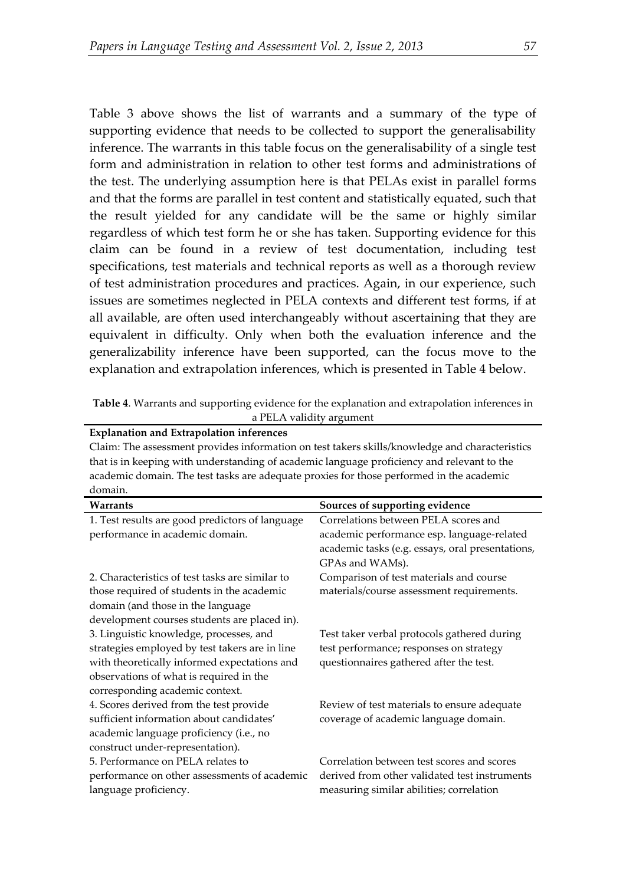Table 3 above shows the list of warrants and a summary of the type of supporting evidence that needs to be collected to support the generalisability inference. The warrants in this table focus on the generalisability of a single test form and administration in relation to other test forms and administrations of the test. The underlying assumption here is that PELAs exist in parallel forms and that the forms are parallel in test content and statistically equated, such that the result yielded for any candidate will be the same or highly similar regardless of which test form he or she has taken. Supporting evidence for this claim can be found in a review of test documentation, including test specifications, test materials and technical reports as well as a thorough review of test administration procedures and practices. Again, in our experience, such issues are sometimes neglected in PELA contexts and different test forms, if at all available, are often used interchangeably without ascertaining that they are equivalent in difficulty. Only when both the evaluation inference and the generalizability inference have been supported, can the focus move to the explanation and extrapolation inferences, which is presented in Table 4 below.

**Table 4**. Warrants and supporting evidence for the explanation and extrapolation inferences in a PELA validity argument

**Explanation and Extrapolation inferences**

Claim: The assessment provides information on test takers skills/knowledge and characteristics that is in keeping with understanding of academic language proficiency and relevant to the academic domain. The test tasks are adequate proxies for those performed in the academic domain.

| Warrants | Sources of supporting evidence |
|---|---|
| 1. Test results are good predictors of language performance in academic domain. | Correlations between PELA scores and academic performance esp. language-related academic tasks (e.g. essays, oral presentations, GPAs and WAMs). |
| 2. Characteristics of test tasks are similar to those required of students in the academic domain (and those in the language development courses students are placed in). | Comparison of test materials and course materials/course assessment requirements. |
| 3. Linguistic knowledge, processes, and strategies employed by test takers are in line with theoretically informed expectations and observations of what is required in the corresponding academic context. | Test taker verbal protocols gathered during test performance; responses on strategy questionnaires gathered after the test. |
| 4. Scores derived from the test provide sufficient information about candidates' academic language proficiency (i.e., no construct under-representation). | Review of test materials to ensure adequate coverage of academic language domain. |
| 5. Performance on PELA relates to performance on other assessments of academic language proficiency. | Correlation between test scores and scores derived from other validated test instruments measuring similar abilities; correlation |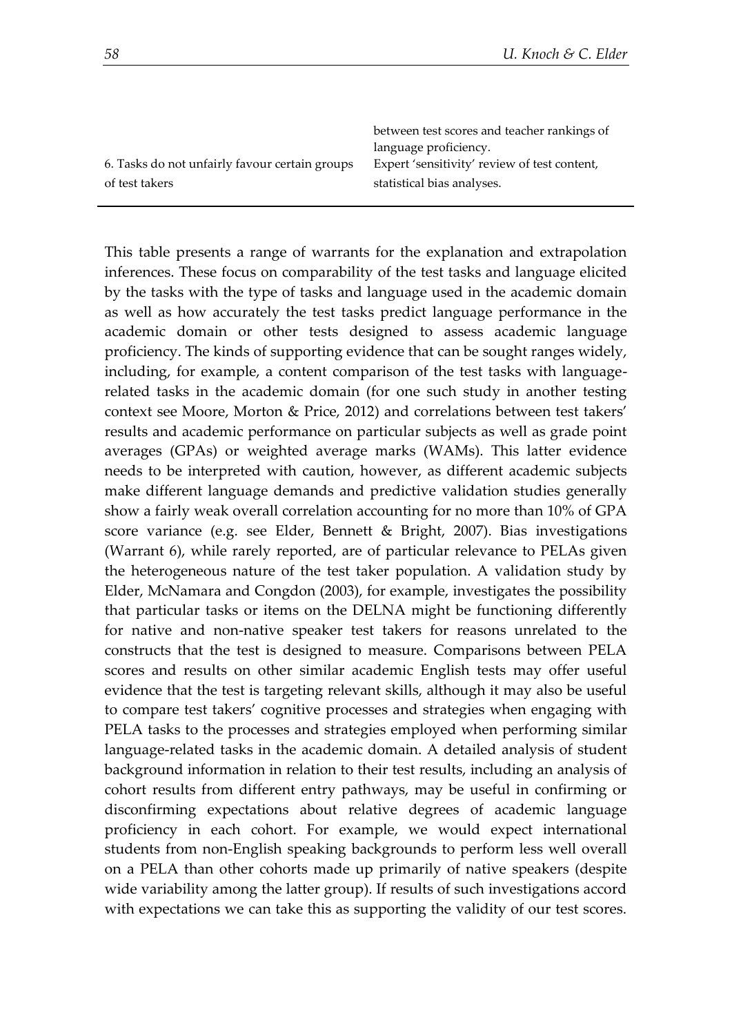| | |
|---|---|
| | between test scores and teacher rankings of language proficiency. |
| 6. Tasks do not unfairly favour certain groups of test takers | Expert 'sensitivity' review of test content, statistical bias analyses. |

This table presents a range of warrants for the explanation and extrapolation inferences. These focus on comparability of the test tasks and language elicited by the tasks with the type of tasks and language used in the academic domain as well as how accurately the test tasks predict language performance in the academic domain or other tests designed to assess academic language proficiency. The kinds of supporting evidence that can be sought ranges widely, including, for example, a content comparison of the test tasks with language-related tasks in the academic domain (for one such study in another testing context see Moore, Morton & Price, 2012) and correlations between test takers' results and academic performance on particular subjects as well as grade point averages (GPAs) or weighted average marks (WAMs). This latter evidence needs to be interpreted with caution, however, as different academic subjects make different language demands and predictive validation studies generally show a fairly weak overall correlation accounting for no more than 10% of GPA score variance (e.g. see Elder, Bennett & Bright, 2007). Bias investigations (Warrant 6), while rarely reported, are of particular relevance to PELAs given the heterogeneous nature of the test taker population. A validation study by Elder, McNamara and Congdon (2003), for example, investigates the possibility that particular tasks or items on the DELNA might be functioning differently for native and non-native speaker test takers for reasons unrelated to the constructs that the test is designed to measure. Comparisons between PELA scores and results on other similar academic English tests may offer useful evidence that the test is targeting relevant skills, although it may also be useful to compare test takers' cognitive processes and strategies when engaging with PELA tasks to the processes and strategies employed when performing similar language-related tasks in the academic domain. A detailed analysis of student background information in relation to their test results, including an analysis of cohort results from different entry pathways, may be useful in confirming or disconfirming expectations about relative degrees of academic language proficiency in each cohort. For example, we would expect international students from non-English speaking backgrounds to perform less well overall on a PELA than other cohorts made up primarily of native speakers (despite wide variability among the latter group). If results of such investigations accord with expectations we can take this as supporting the validity of our test scores.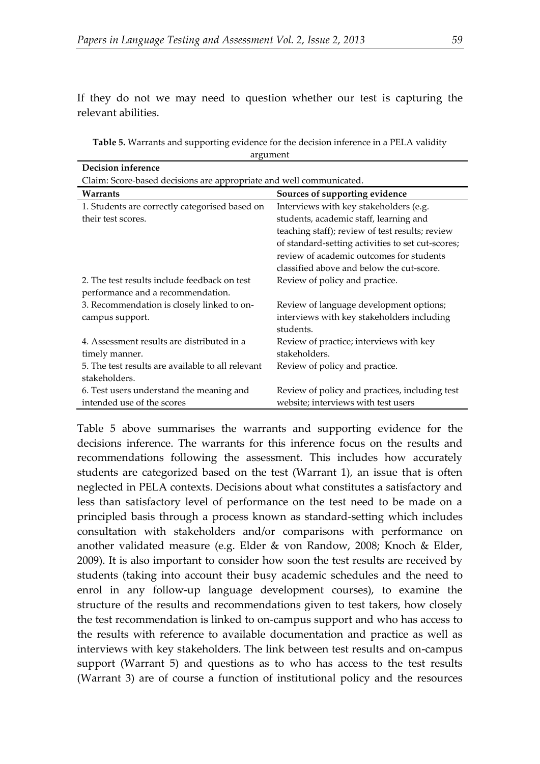If they do not we may need to question whether our test is capturing the relevant abilities.

**Table 5.** Warrants and supporting evidence for the decision inference in a PELA validity argument

| **Decision inference** | |
|---|---|
| Claim: Score-based decisions are appropriate and well communicated. | |
| **Warrants** | **Sources of supporting evidence** |
| 1. Students are correctly categorised based on their test scores. | Interviews with key stakeholders (e.g. students, academic staff, learning and teaching staff); review of test results; review of standard-setting activities to set cut-scores; review of academic outcomes for students classified above and below the cut-score. |
| 2. The test results include feedback on test performance and a recommendation. | Review of policy and practice. |
| 3. Recommendation is closely linked to on-campus support. | Review of language development options; interviews with key stakeholders including students. |
| 4. Assessment results are distributed in a timely manner. | Review of practice; interviews with key stakeholders. |
| 5. The test results are available to all relevant stakeholders. | Review of policy and practice. |
| 6. Test users understand the meaning and intended use of the scores | Review of policy and practices, including test website; interviews with test users |

Table 5 above summarises the warrants and supporting evidence for the decisions inference. The warrants for this inference focus on the results and recommendations following the assessment. This includes how accurately students are categorized based on the test (Warrant 1), an issue that is often neglected in PELA contexts. Decisions about what constitutes a satisfactory and less than satisfactory level of performance on the test need to be made on a principled basis through a process known as standard-setting which includes consultation with stakeholders and/or comparisons with performance on another validated measure (e.g. Elder & von Randow, 2008; Knoch & Elder, 2009). It is also important to consider how soon the test results are received by students (taking into account their busy academic schedules and the need to enrol in any follow-up language development courses), to examine the structure of the results and recommendations given to test takers, how closely the test recommendation is linked to on-campus support and who has access to the results with reference to available documentation and practice as well as interviews with key stakeholders. The link between test results and on-campus support (Warrant 5) and questions as to who has access to the test results (Warrant 3) are of course a function of institutional policy and the resources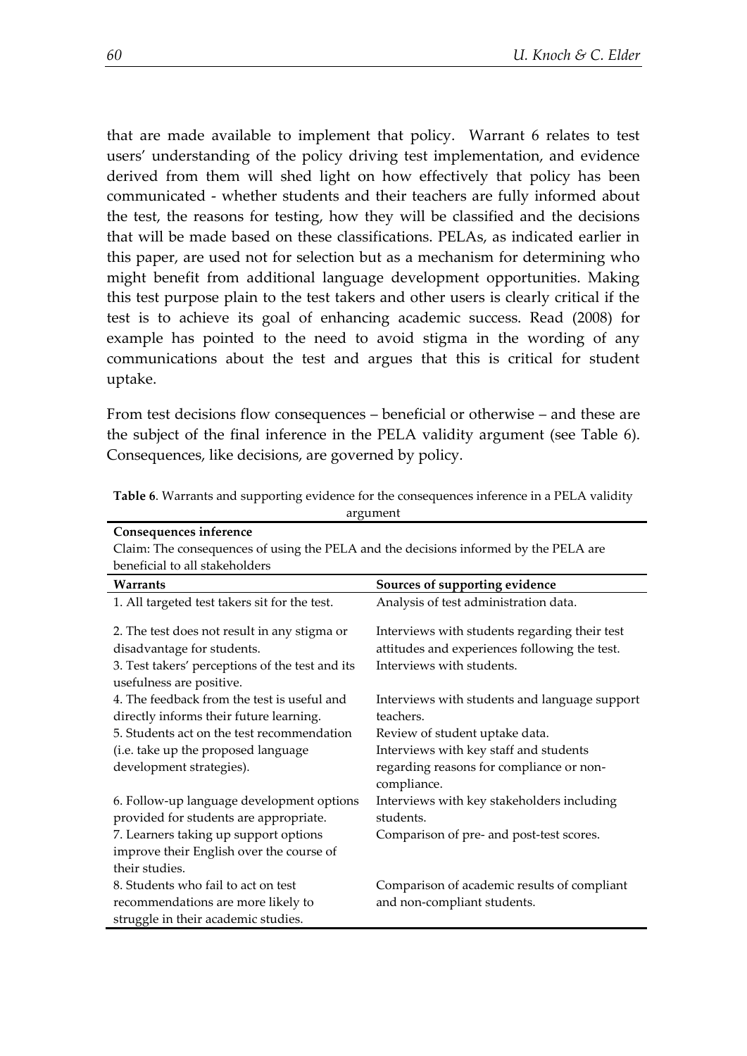that are made available to implement that policy. Warrant 6 relates to test users' understanding of the policy driving test implementation, and evidence derived from them will shed light on how effectively that policy has been communicated - whether students and their teachers are fully informed about the test, the reasons for testing, how they will be classified and the decisions that will be made based on these classifications. PELAs, as indicated earlier in this paper, are used not for selection but as a mechanism for determining who might benefit from additional language development opportunities. Making this test purpose plain to the test takers and other users is clearly critical if the test is to achieve its goal of enhancing academic success. Read (2008) for example has pointed to the need to avoid stigma in the wording of any communications about the test and argues that this is critical for student uptake.

From test decisions flow consequences – beneficial or otherwise – and these are the subject of the final inference in the PELA validity argument (see Table 6). Consequences, like decisions, are governed by policy.

**Table 6**. Warrants and supporting evidence for the consequences inference in a PELA validity argument

| **Consequences inference** | |
|---|---|
| Claim: The consequences of using the PELA and the decisions informed by the PELA are beneficial to all stakeholders | |
| **Warrants** | **Sources of supporting evidence** |
| 1. All targeted test takers sit for the test. | Analysis of test administration data. |
| 2. The test does not result in any stigma or disadvantage for students. | Interviews with students regarding their test attitudes and experiences following the test. |
| 3. Test takers' perceptions of the test and its usefulness are positive. | Interviews with students. |
| 4. The feedback from the test is useful and directly informs their future learning. | Interviews with students and language support teachers. |
| 5. Students act on the test recommendation (i.e. take up the proposed language development strategies). | Review of student uptake data. Interviews with key staff and students regarding reasons for compliance or non-compliance. |
| 6. Follow-up language development options provided for students are appropriate. | Interviews with key stakeholders including students. |
| 7. Learners taking up support options improve their English over the course of their studies. | Comparison of pre- and post-test scores. |
| 8. Students who fail to act on test recommendations are more likely to struggle in their academic studies. | Comparison of academic results of compliant and non-compliant students. |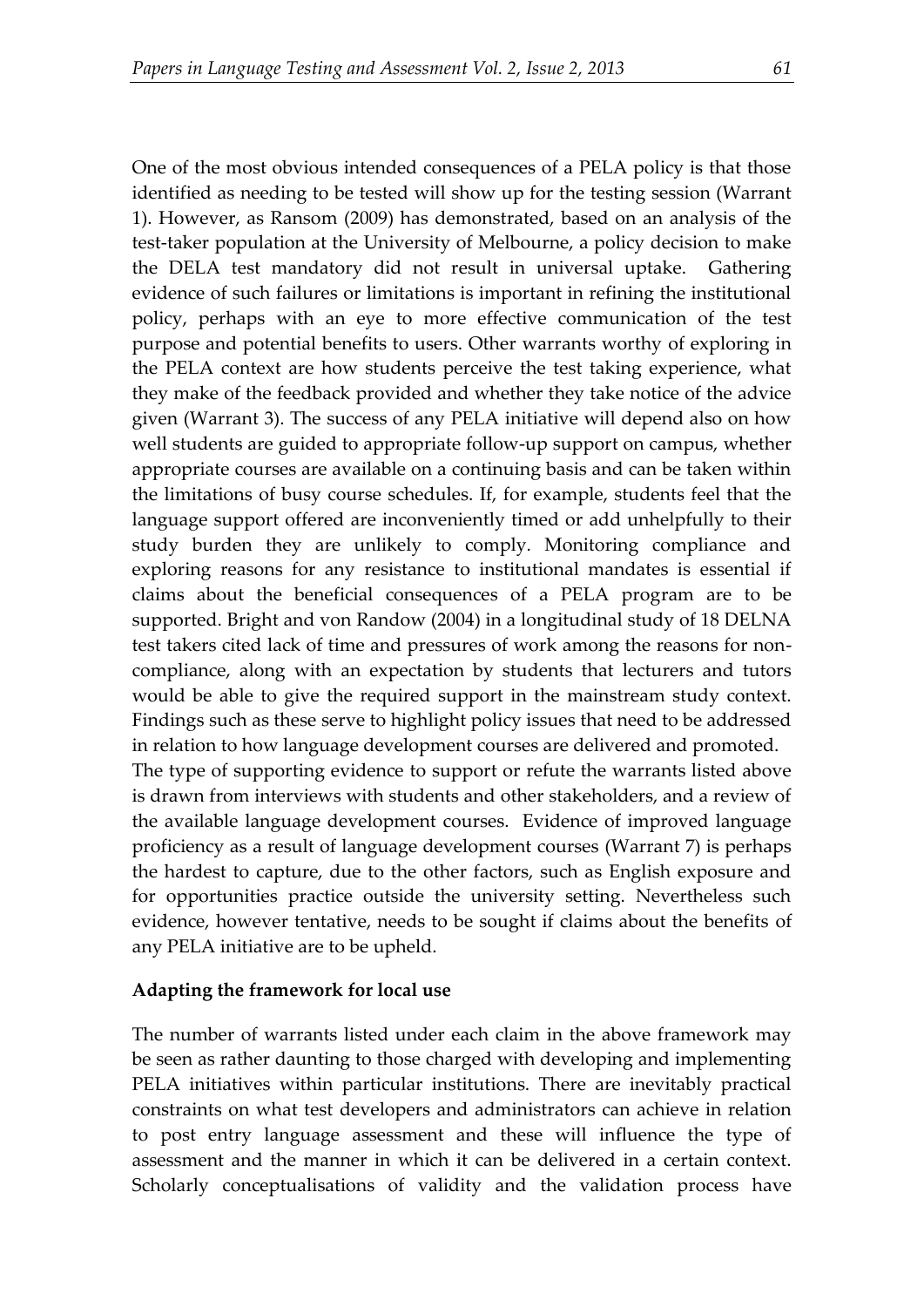One of the most obvious intended consequences of a PELA policy is that those identified as needing to be tested will show up for the testing session (Warrant 1). However, as Ransom (2009) has demonstrated, based on an analysis of the test-taker population at the University of Melbourne, a policy decision to make the DELA test mandatory did not result in universal uptake. Gathering evidence of such failures or limitations is important in refining the institutional policy, perhaps with an eye to more effective communication of the test purpose and potential benefits to users. Other warrants worthy of exploring in the PELA context are how students perceive the test taking experience, what they make of the feedback provided and whether they take notice of the advice given (Warrant 3). The success of any PELA initiative will depend also on how well students are guided to appropriate follow-up support on campus, whether appropriate courses are available on a continuing basis and can be taken within the limitations of busy course schedules. If, for example, students feel that the language support offered are inconveniently timed or add unhelpfully to their study burden they are unlikely to comply. Monitoring compliance and exploring reasons for any resistance to institutional mandates is essential if claims about the beneficial consequences of a PELA program are to be supported. Bright and von Randow (2004) in a longitudinal study of 18 DELNA test takers cited lack of time and pressures of work among the reasons for non-compliance, along with an expectation by students that lecturers and tutors would be able to give the required support in the mainstream study context. Findings such as these serve to highlight policy issues that need to be addressed in relation to how language development courses are delivered and promoted.

The type of supporting evidence to support or refute the warrants listed above is drawn from interviews with students and other stakeholders, and a review of the available language development courses. Evidence of improved language proficiency as a result of language development courses (Warrant 7) is perhaps the hardest to capture, due to the other factors, such as English exposure and for opportunities practice outside the university setting. Nevertheless such evidence, however tentative, needs to be sought if claims about the benefits of any PELA initiative are to be upheld.

**Adapting the framework for local use**

The number of warrants listed under each claim in the above framework may be seen as rather daunting to those charged with developing and implementing PELA initiatives within particular institutions. There are inevitably practical constraints on what test developers and administrators can achieve in relation to post entry language assessment and these will influence the type of assessment and the manner in which it can be delivered in a certain context. Scholarly conceptualisations of validity and the validation process have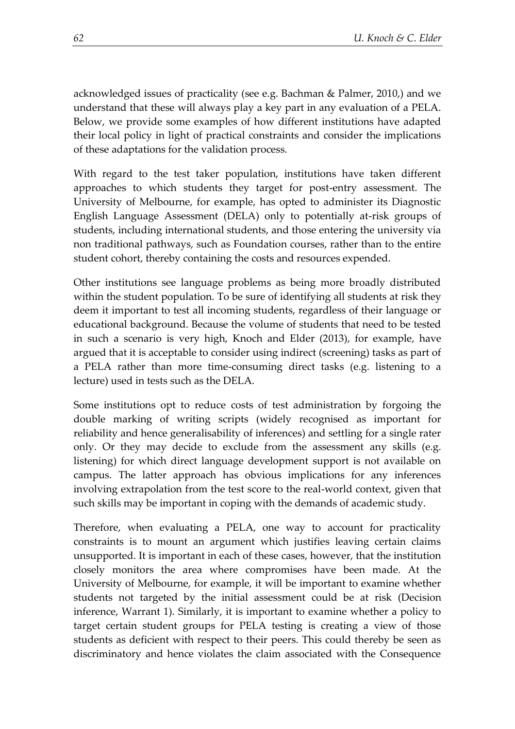acknowledged issues of practicality (see e.g. Bachman & Palmer, 2010,) and we understand that these will always play a key part in any evaluation of a PELA. Below, we provide some examples of how different institutions have adapted their local policy in light of practical constraints and consider the implications of these adaptations for the validation process.

With regard to the test taker population, institutions have taken different approaches to which students they target for post-entry assessment. The University of Melbourne, for example, has opted to administer its Diagnostic English Language Assessment (DELA) only to potentially at-risk groups of students, including international students, and those entering the university via non traditional pathways, such as Foundation courses, rather than to the entire student cohort, thereby containing the costs and resources expended.

Other institutions see language problems as being more broadly distributed within the student population. To be sure of identifying all students at risk they deem it important to test all incoming students, regardless of their language or educational background. Because the volume of students that need to be tested in such a scenario is very high, Knoch and Elder (2013), for example, have argued that it is acceptable to consider using indirect (screening) tasks as part of a PELA rather than more time-consuming direct tasks (e.g. listening to a lecture) used in tests such as the DELA.

Some institutions opt to reduce costs of test administration by forgoing the double marking of writing scripts (widely recognised as important for reliability and hence generalisability of inferences) and settling for a single rater only. Or they may decide to exclude from the assessment any skills (e.g. listening) for which direct language development support is not available on campus. The latter approach has obvious implications for any inferences involving extrapolation from the test score to the real-world context, given that such skills may be important in coping with the demands of academic study.

Therefore, when evaluating a PELA, one way to account for practicality constraints is to mount an argument which justifies leaving certain claims unsupported. It is important in each of these cases, however, that the institution closely monitors the area where compromises have been made. At the University of Melbourne, for example, it will be important to examine whether students not targeted by the initial assessment could be at risk (Decision inference, Warrant 1). Similarly, it is important to examine whether a policy to target certain student groups for PELA testing is creating a view of those students as deficient with respect to their peers. This could thereby be seen as discriminatory and hence violates the claim associated with the Consequence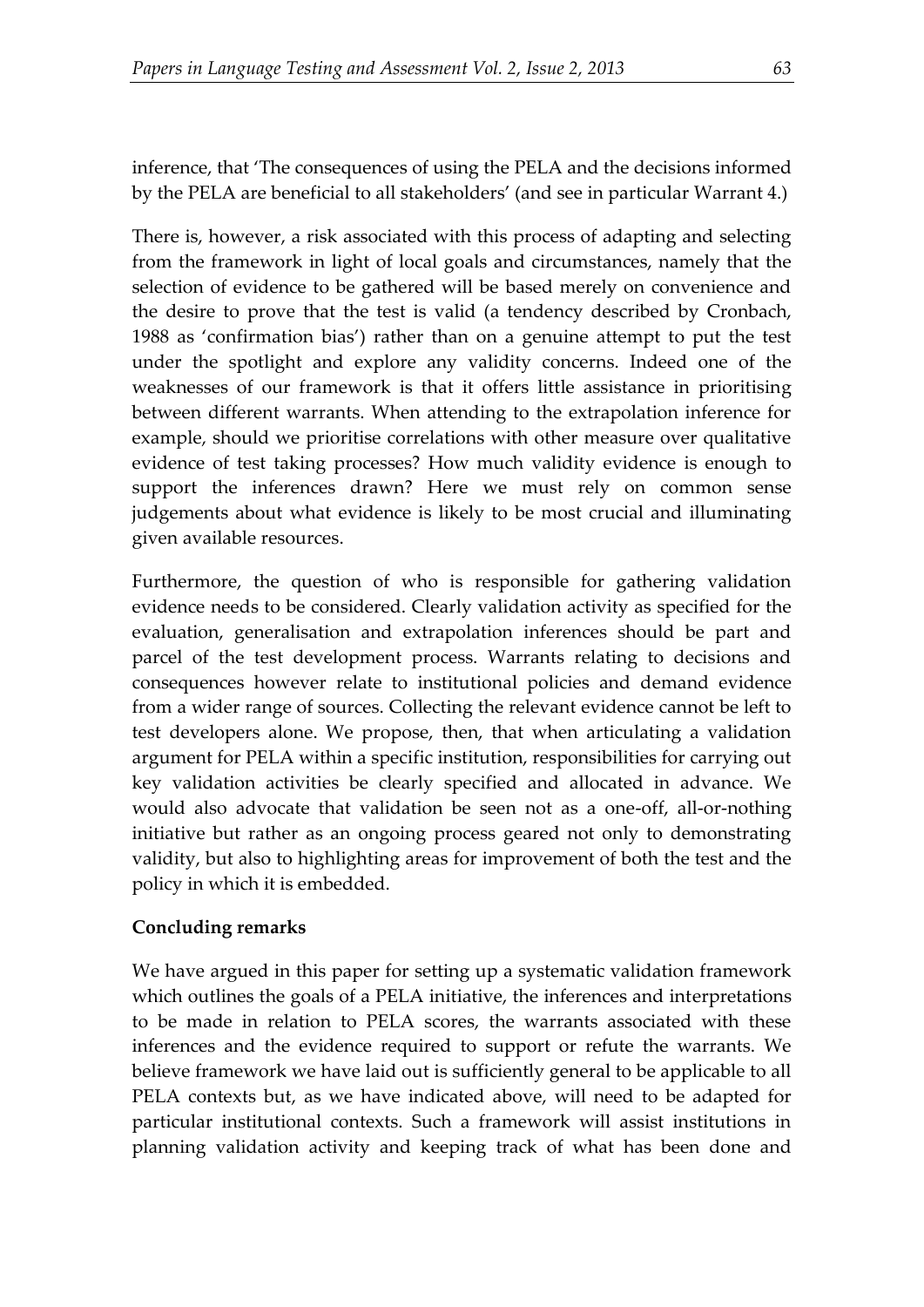inference, that 'The consequences of using the PELA and the decisions informed by the PELA are beneficial to all stakeholders' (and see in particular Warrant 4.)

There is, however, a risk associated with this process of adapting and selecting from the framework in light of local goals and circumstances, namely that the selection of evidence to be gathered will be based merely on convenience and the desire to prove that the test is valid (a tendency described by Cronbach, 1988 as 'confirmation bias') rather than on a genuine attempt to put the test under the spotlight and explore any validity concerns. Indeed one of the weaknesses of our framework is that it offers little assistance in prioritising between different warrants. When attending to the extrapolation inference for example, should we prioritise correlations with other measure over qualitative evidence of test taking processes? How much validity evidence is enough to support the inferences drawn? Here we must rely on common sense judgements about what evidence is likely to be most crucial and illuminating given available resources.

Furthermore, the question of who is responsible for gathering validation evidence needs to be considered. Clearly validation activity as specified for the evaluation, generalisation and extrapolation inferences should be part and parcel of the test development process. Warrants relating to decisions and consequences however relate to institutional policies and demand evidence from a wider range of sources. Collecting the relevant evidence cannot be left to test developers alone. We propose, then, that when articulating a validation argument for PELA within a specific institution, responsibilities for carrying out key validation activities be clearly specified and allocated in advance. We would also advocate that validation be seen not as a one-off, all-or-nothing initiative but rather as an ongoing process geared not only to demonstrating validity, but also to highlighting areas for improvement of both the test and the policy in which it is embedded.

**Concluding remarks**

We have argued in this paper for setting up a systematic validation framework which outlines the goals of a PELA initiative, the inferences and interpretations to be made in relation to PELA scores, the warrants associated with these inferences and the evidence required to support or refute the warrants. We believe framework we have laid out is sufficiently general to be applicable to all PELA contexts but, as we have indicated above, will need to be adapted for particular institutional contexts. Such a framework will assist institutions in planning validation activity and keeping track of what has been done and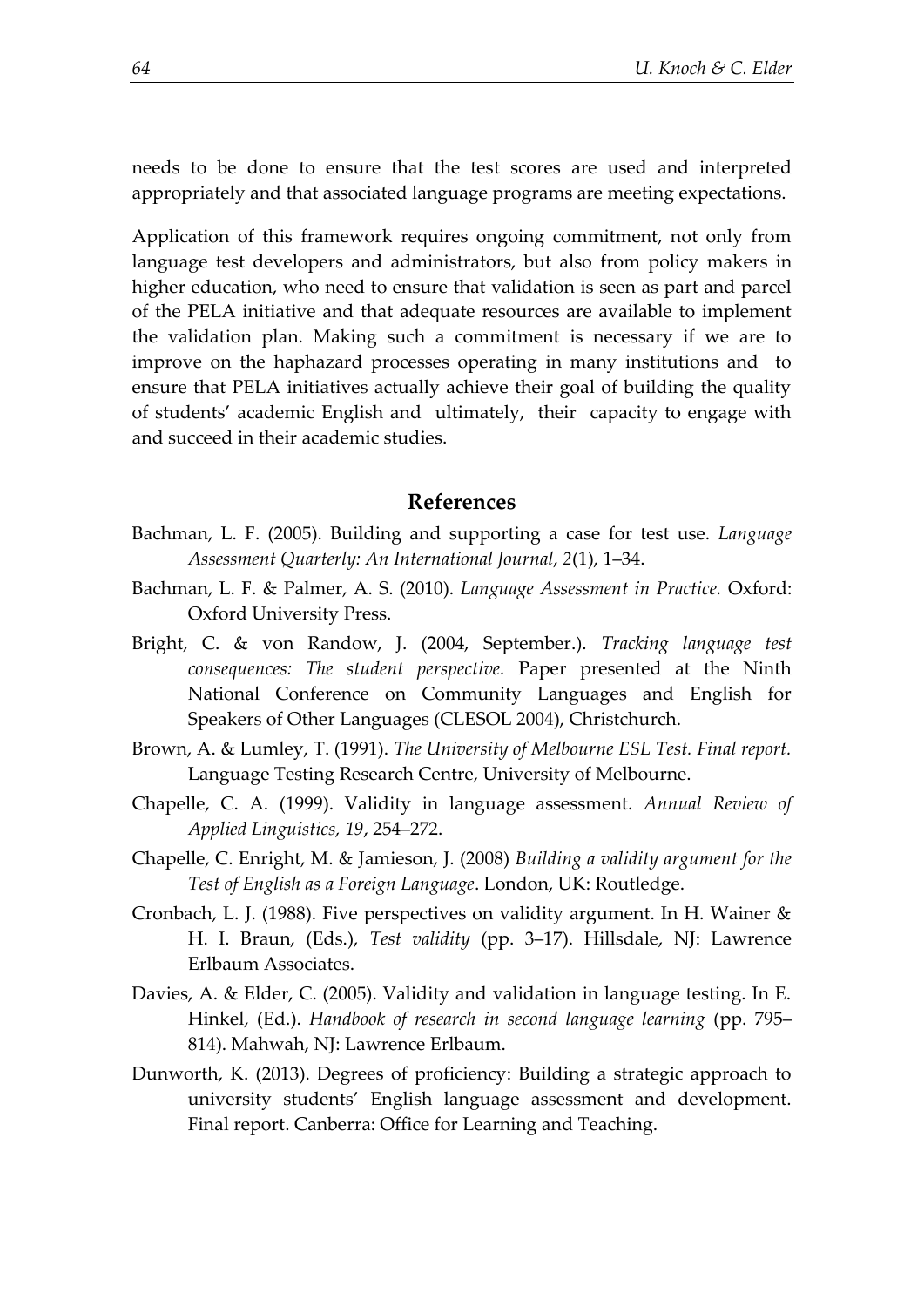needs to be done to ensure that the test scores are used and interpreted appropriately and that associated language programs are meeting expectations.

Application of this framework requires ongoing commitment, not only from language test developers and administrators, but also from policy makers in higher education, who need to ensure that validation is seen as part and parcel of the PELA initiative and that adequate resources are available to implement the validation plan. Making such a commitment is necessary if we are to improve on the haphazard processes operating in many institutions and to ensure that PELA initiatives actually achieve their goal of building the quality of students' academic English and ultimately, their capacity to engage with and succeed in their academic studies.

## References

Bachman, L. F. (2005). Building and supporting a case for test use. *Language Assessment Quarterly: An International Journal*, *2*(1), 1–34.

Bachman, L. F. & Palmer, A. S. (2010). *Language Assessment in Practice.* Oxford: Oxford University Press.

Bright, C. & von Randow, J. (2004, September.). *Tracking language test consequences: The student perspective.* Paper presented at the Ninth National Conference on Community Languages and English for Speakers of Other Languages (CLESOL 2004), Christchurch.

Brown, A. & Lumley, T. (1991). *The University of Melbourne ESL Test. Final report.* Language Testing Research Centre, University of Melbourne.

Chapelle, C. A. (1999). Validity in language assessment. *Annual Review of Applied Linguistics, 19*, 254–272.

Chapelle, C. Enright, M. & Jamieson, J. (2008) *Building a validity argument for the Test of English as a Foreign Language*. London, UK: Routledge.

Cronbach, L. J. (1988). Five perspectives on validity argument. In H. Wainer & H. I. Braun, (Eds.), *Test validity* (pp. 3–17). Hillsdale, NJ: Lawrence Erlbaum Associates.

Davies, A. & Elder, C. (2005). Validity and validation in language testing. In E. Hinkel, (Ed.). *Handbook of research in second language learning* (pp. 795–814). Mahwah, NJ: Lawrence Erlbaum.

Dunworth, K. (2013). Degrees of proficiency: Building a strategic approach to university students' English language assessment and development. Final report. Canberra: Office for Learning and Teaching.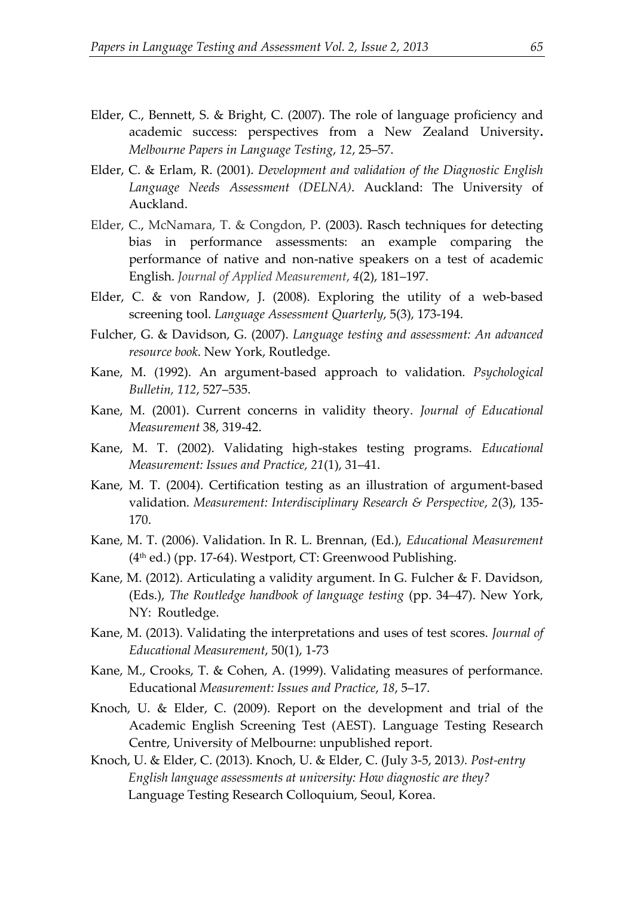Elder, C., Bennett, S. & Bright, C. (2007). The role of language proficiency and academic success: perspectives from a New Zealand University. *Melbourne Papers in Language Testing*, *12*, 25–57.

Elder, C. & Erlam, R. (2001). *Development and validation of the Diagnostic English Language Needs Assessment (DELNA)*. Auckland: The University of Auckland.

Elder, C., McNamara, T. & Congdon, P. (2003). Rasch techniques for detecting bias in performance assessments: an example comparing the performance of native and non-native speakers on a test of academic English. *Journal of Applied Measurement*, *4*(2), 181–197.

Elder, C. & von Randow, J. (2008). Exploring the utility of a web-based screening tool. *Language Assessment Quarterly*, 5(3), 173-194.

Fulcher, G. & Davidson, G. (2007). *Language testing and assessment: An advanced resource book*. New York, Routledge.

Kane, M. (1992). An argument-based approach to validation. *Psychological Bulletin, 112*, 527–535.

Kane, M. (2001). Current concerns in validity theory. *Journal of Educational Measurement* 38, 319-42.

Kane, M. T. (2002). Validating high-stakes testing programs. *Educational Measurement: Issues and Practice, 21*(1), 31–41.

Kane, M. T. (2004). Certification testing as an illustration of argument-based validation. *Measurement: Interdisciplinary Research & Perspective*, *2*(3), 135-170.

Kane, M. T. (2006). Validation. In R. L. Brennan, (Ed.), *Educational Measurement* (4th ed.) (pp. 17-64). Westport, CT: Greenwood Publishing.

Kane, M. (2012). Articulating a validity argument. In G. Fulcher & F. Davidson, (Eds.), *The Routledge handbook of language testing* (pp. 34–47). New York, NY: Routledge.

Kane, M. (2013). Validating the interpretations and uses of test scores. *Journal of Educational Measurement*, 50(1), 1-73

Kane, M., Crooks, T. & Cohen, A. (1999). Validating measures of performance. Educational *Measurement: Issues and Practice*, *18*, 5–17.

Knoch, U. & Elder, C. (2009). Report on the development and trial of the Academic English Screening Test (AEST). Language Testing Research Centre, University of Melbourne: unpublished report.

Knoch, U. & Elder, C. (2013). Knoch, U. & Elder, C. (July 3-5, 2013*). Post-entry English language assessments at university: How diagnostic are they?* Language Testing Research Colloquium, Seoul, Korea.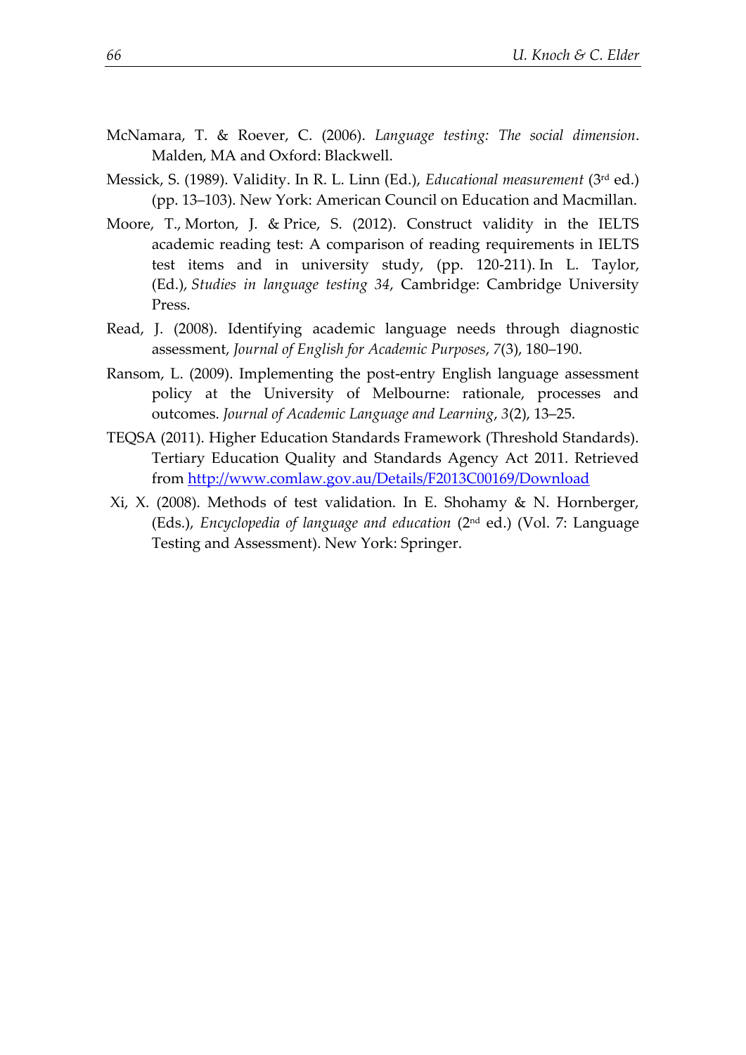McNamara, T. & Roever, C. (2006). *Language testing: The social dimension*. Malden, MA and Oxford: Blackwell.

Messick, S. (1989). Validity. In R. L. Linn (Ed.), *Educational measurement* (3rd ed.) (pp. 13–103). New York: American Council on Education and Macmillan.

Moore, T., Morton, J. & Price, S. (2012). Construct validity in the IELTS academic reading test: A comparison of reading requirements in IELTS test items and in university study, (pp. 120-211). In L. Taylor, (Ed.), *Studies in language testing 34*, Cambridge: Cambridge University Press.

Read, J. (2008). Identifying academic language needs through diagnostic assessment, *Journal of English for Academic Purposes*, *7*(3), 180–190.

Ransom, L. (2009). Implementing the post-entry English language assessment policy at the University of Melbourne: rationale, processes and outcomes. *Journal of Academic Language and Learning*, *3*(2), 13–25.

TEQSA (2011). Higher Education Standards Framework (Threshold Standards). Tertiary Education Quality and Standards Agency Act 2011. Retrieved from http://www.comlaw.gov.au/Details/F2013C00169/Download

Xi, X. (2008). Methods of test validation. In E. Shohamy & N. Hornberger, (Eds.), *Encyclopedia of language and education* (2nd ed.) (Vol. 7: Language Testing and Assessment). New York: Springer.